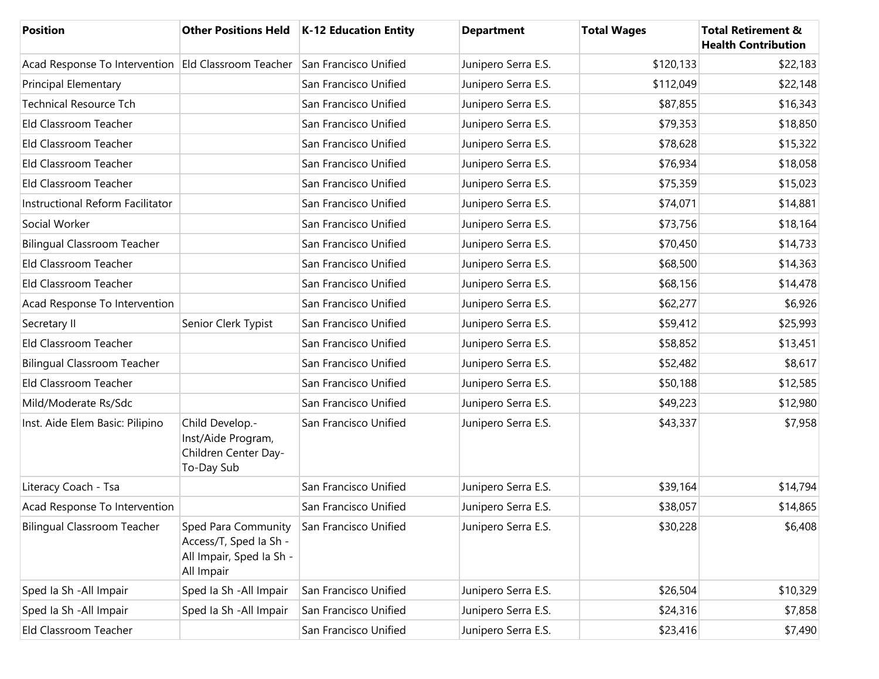| Position | Other Positions Held | K-12 Education Entity | Department | Total Wages | Total Retirement & Health Contribution |
|---|---|---|---|---|---|
| Acad Response To Intervention | Eld Classroom Teacher | San Francisco Unified | Junipero Serra E.S. | $120,133 | $22,183 |
| Principal Elementary | | San Francisco Unified | Junipero Serra E.S. | $112,049 | $22,148 |
| Technical Resource Tch | | San Francisco Unified | Junipero Serra E.S. | $87,855 | $16,343 |
| Eld Classroom Teacher | | San Francisco Unified | Junipero Serra E.S. | $79,353 | $18,850 |
| Eld Classroom Teacher | | San Francisco Unified | Junipero Serra E.S. | $78,628 | $15,322 |
| Eld Classroom Teacher | | San Francisco Unified | Junipero Serra E.S. | $76,934 | $18,058 |
| Eld Classroom Teacher | | San Francisco Unified | Junipero Serra E.S. | $75,359 | $15,023 |
| Instructional Reform Facilitator | | San Francisco Unified | Junipero Serra E.S. | $74,071 | $14,881 |
| Social Worker | | San Francisco Unified | Junipero Serra E.S. | $73,756 | $18,164 |
| Bilingual Classroom Teacher | | San Francisco Unified | Junipero Serra E.S. | $70,450 | $14,733 |
| Eld Classroom Teacher | | San Francisco Unified | Junipero Serra E.S. | $68,500 | $14,363 |
| Eld Classroom Teacher | | San Francisco Unified | Junipero Serra E.S. | $68,156 | $14,478 |
| Acad Response To Intervention | | San Francisco Unified | Junipero Serra E.S. | $62,277 | $6,926 |
| Secretary II | Senior Clerk Typist | San Francisco Unified | Junipero Serra E.S. | $59,412 | $25,993 |
| Eld Classroom Teacher | | San Francisco Unified | Junipero Serra E.S. | $58,852 | $13,451 |
| Bilingual Classroom Teacher | | San Francisco Unified | Junipero Serra E.S. | $52,482 | $8,617 |
| Eld Classroom Teacher | | San Francisco Unified | Junipero Serra E.S. | $50,188 | $12,585 |
| Mild/Moderate Rs/Sdc | | San Francisco Unified | Junipero Serra E.S. | $49,223 | $12,980 |
| Inst. Aide Elem Basic: Pilipino | Child Develop.-Inst/Aide Program, Children Center Day-To-Day Sub | San Francisco Unified | Junipero Serra E.S. | $43,337 | $7,958 |
| Literacy Coach - Tsa | | San Francisco Unified | Junipero Serra E.S. | $39,164 | $14,794 |
| Acad Response To Intervention | | San Francisco Unified | Junipero Serra E.S. | $38,057 | $14,865 |
| Bilingual Classroom Teacher | Sped Para Community Access/T, Sped Ia Sh - All Impair, Sped Ia Sh - All Impair | San Francisco Unified | Junipero Serra E.S. | $30,228 | $6,408 |
| Sped Ia Sh -All Impair | Sped Ia Sh -All Impair | San Francisco Unified | Junipero Serra E.S. | $26,504 | $10,329 |
| Sped Ia Sh -All Impair | Sped Ia Sh -All Impair | San Francisco Unified | Junipero Serra E.S. | $24,316 | $7,858 |
| Eld Classroom Teacher | | San Francisco Unified | Junipero Serra E.S. | $23,416 | $7,490 |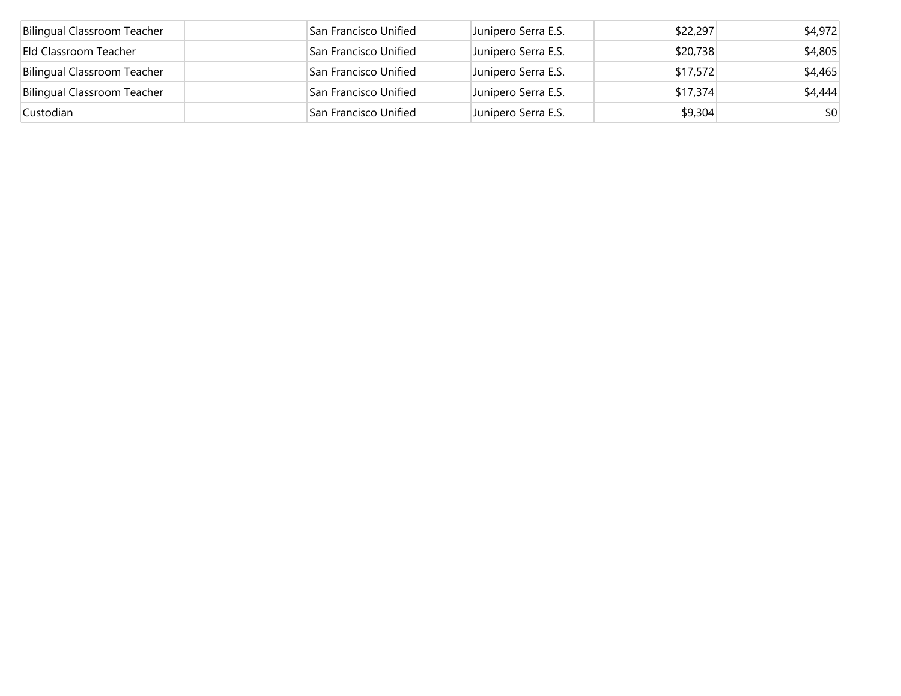| | | | | | |
|---|---|---|---|---|---|
| Bilingual Classroom Teacher | | San Francisco Unified | Junipero Serra E.S. | $22,297 | $4,972 |
| Eld Classroom Teacher | | San Francisco Unified | Junipero Serra E.S. | $20,738 | $4,805 |
| Bilingual Classroom Teacher | | San Francisco Unified | Junipero Serra E.S. | $17,572 | $4,465 |
| Bilingual Classroom Teacher | | San Francisco Unified | Junipero Serra E.S. | $17,374 | $4,444 |
| Custodian | | San Francisco Unified | Junipero Serra E.S. | $9,304 | $0 |